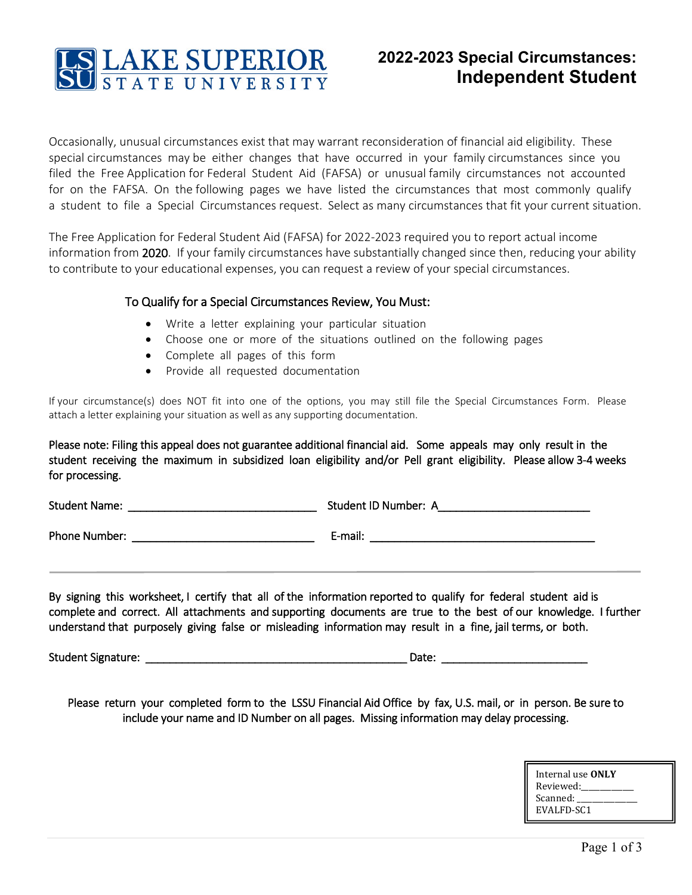LAKE SUPERIOR STATE UNIVERSITY

# 2022-2023 Special Circumstances: Independent Student

Occasionally, unusual circumstances exist that may warrant reconsideration of financial aid eligibility. These special circumstances may be either changes that have occurred in your family circumstances since you filed the Free Application for Federal Student Aid (FAFSA) or unusual family circumstances not accounted for on the FAFSA. On the following pages we have listed the circumstances that most commonly qualify a student to file a Special Circumstances request. Select as many circumstances that fit your current situation.

The Free Application for Federal Student Aid (FAFSA) for 2022-2023 required you to report actual income information from 2020. If your family circumstances have substantially changed since then, reducing your ability to contribute to your educational expenses, you can request a review of your special circumstances.

### To Qualify for a Special Circumstances Review, You Must:

- Write a letter explaining your particular situation
- Choose one or more of the situations outlined on the following pages
- Complete all pages of this form
- Provide all requested documentation

If your circumstance(s) does NOT fit into one of the options, you may still file the Special Circumstances Form. Please attach a letter explaining your situation as well as any supporting documentation.

Please note: Filing this appeal does not guarantee additional financial aid. Some appeals may only result in the student receiving the maximum in subsidized loan eligibility and/or Pell grant eligibility. Please allow 3-4 weeks for processing.

Student Name: ______________________________ Student ID Number: A________________________

Phone Number: ______________________________ E-mail: ____________________________________

---

By signing this worksheet, I certify that all of the information reported to qualify for federal student aid is complete and correct. All attachments and supporting documents are true to the best of our knowledge. I further understand that purposely giving false or misleading information may result in a fine, jail terms, or both.

Student Signature: ___________________________________________ Date: ________________________

Please return your completed form to the LSSU Financial Aid Office by fax, U.S. mail, or in person. Be sure to include your name and ID Number on all pages. Missing information may delay processing.

Internal use **ONLY**
Reviewed:___________
Scanned: ____________
EVALFD-SC1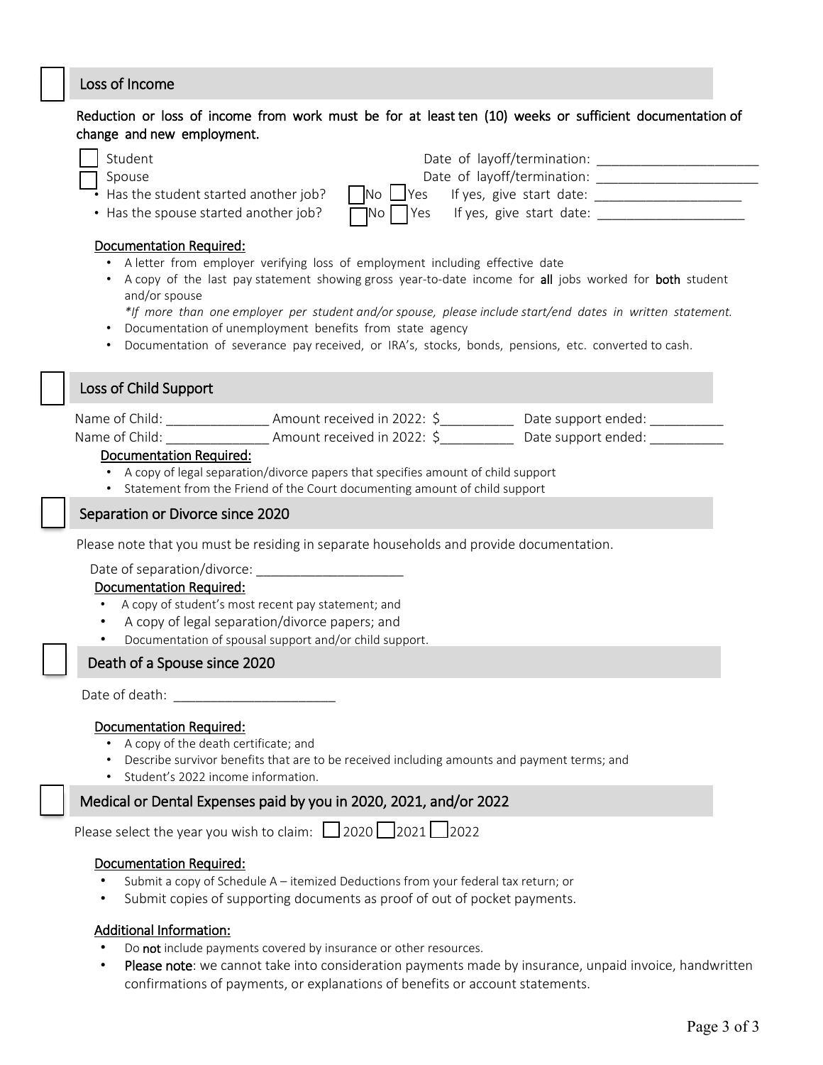## ☐ Loss of Income

**Reduction or loss of income from work must be for at least ten (10) weeks or sufficient documentation of change and new employment.**

☐ Student Date of layoff/termination: ______________________

☐ Spouse Date of layoff/termination: ______________________

- Has the student started another job? ☐ No ☐ Yes If yes, give start date: ____________________
- Has the spouse started another job? ☐ No ☐ Yes If yes, give start date: ____________________

<u>Documentation Required:</u>

- A letter from employer verifying loss of employment including effective date
- A copy of the last pay statement showing gross year-to-date income for **all** jobs worked for **both** student and/or spouse
  *\*If more than one employer per student and/or spouse, please include start/end dates in written statement.*
- Documentation of unemployment benefits from state agency
- Documentation of severance pay received, or IRA's, stocks, bonds, pensions, etc. converted to cash.

## ☐ Loss of Child Support

Name of Child: ______________ Amount received in 2022: $__________ Date support ended: __________

Name of Child: ______________ Amount received in 2022: $__________ Date support ended: __________

<u>Documentation Required:</u>

- A copy of legal separation/divorce papers that specifies amount of child support
- Statement from the Friend of the Court documenting amount of child support

## ☐ Separation or Divorce since 2020

Please note that you must be residing in separate households and provide documentation.

Date of separation/divorce: ____________________

<u>Documentation Required:</u>

- A copy of student's most recent pay statement; and
- A copy of legal separation/divorce papers; and
- Documentation of spousal support and/or child support.

## ☐ Death of a Spouse since 2020

Date of death: ______________________

<u>Documentation Required:</u>

- A copy of the death certificate; and
- Describe survivor benefits that are to be received including amounts and payment terms; and
- Student's 2022 income information.

## ☐ Medical or Dental Expenses paid by you in 2020, 2021, and/or 2022

Please select the year you wish to claim: ☐ 2020 ☐ 2021 ☐ 2022

<u>Documentation Required:</u>

- Submit a copy of Schedule A – itemized Deductions from your federal tax return; or
- Submit copies of supporting documents as proof of out of pocket payments.

<u>Additional Information:</u>

- Do **not** include payments covered by insurance or other resources.
- **Please note**: we cannot take into consideration payments made by insurance, unpaid invoice, handwritten confirmations of payments, or explanations of benefits or account statements.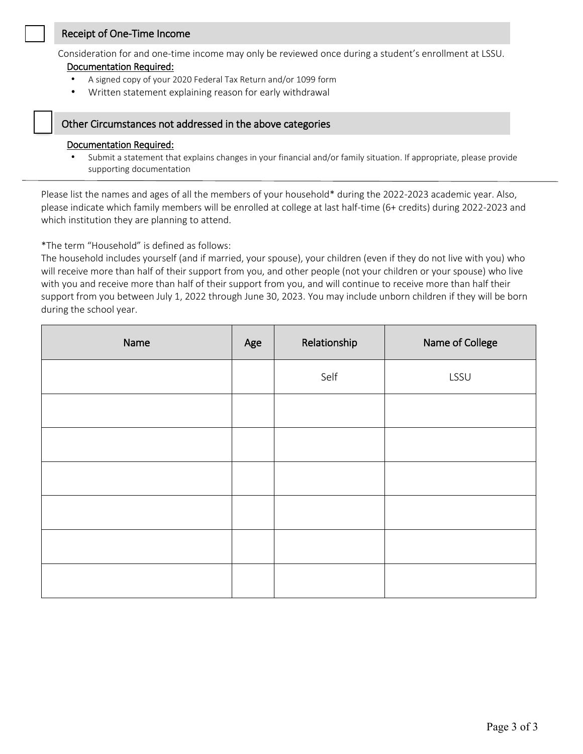- [ ] **Receipt of One-Time Income**

Consideration for and one-time income may only be reviewed once during a student's enrollment at LSSU.

Documentation Required:

- A signed copy of your 2020 Federal Tax Return and/or 1099 form
- Written statement explaining reason for early withdrawal

- [ ] **Other Circumstances not addressed in the above categories**

Documentation Required:

- Submit a statement that explains changes in your financial and/or family situation. If appropriate, please provide supporting documentation

---

Please list the names and ages of all the members of your household* during the 2022-2023 academic year. Also, please indicate which family members will be enrolled at college at last half-time (6+ credits) during 2022-2023 and which institution they are planning to attend.

*The term "Household" is defined as follows:
The household includes yourself (and if married, your spouse), your children (even if they do not live with you) who will receive more than half of their support from you, and other people (not your children or your spouse) who live with you and receive more than half of their support from you, and will continue to receive more than half their support from you between July 1, 2022 through June 30, 2023. You may include unborn children if they will be born during the school year.

| Name | Age | Relationship | Name of College |
|---|---|---|---|
| | | Self | LSSU |
| | | | |
| | | | |
| | | | |
| | | | |
| | | | |
| | | | |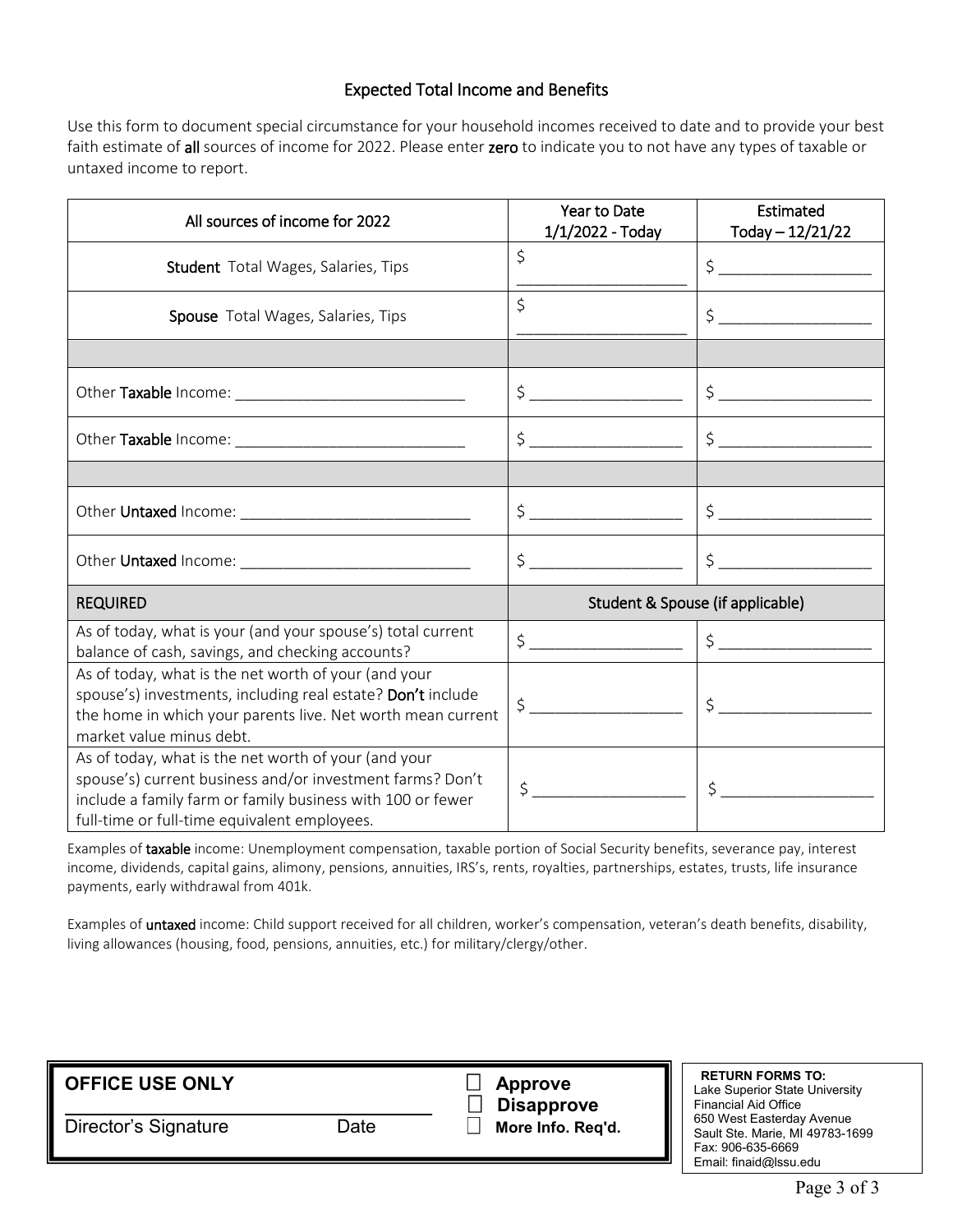## Expected Total Income and Benefits

Use this form to document special circumstance for your household incomes received to date and to provide your best faith estimate of **all** sources of income for 2022. Please enter **zero** to indicate you to not have any types of taxable or untaxed income to report.

| All sources of income for 2022 | Year to Date 1/1/2022 - Today | Estimated Today – 12/21/22 |
|---|---|---|
| **Student** Total Wages, Salaries, Tips | $ ____________ | $ ____________ |
| **Spouse** Total Wages, Salaries, Tips | $ ____________ | $ ____________ |
| | | |
| Other **Taxable** Income: ____________ | $ ____________ | $ ____________ |
| Other **Taxable** Income: ____________ | $ ____________ | $ ____________ |
| | | |
| Other **Untaxed** Income: ____________ | $ ____________ | $ ____________ |
| Other **Untaxed** Income: ____________ | $ ____________ | $ ____________ |
| REQUIRED | Student & Spouse (if applicable) | |
| As of today, what is your (and your spouse's) total current balance of cash, savings, and checking accounts? | $ ____________ | $ ____________ |
| As of today, what is the net worth of your (and your spouse's) investments, including real estate? **Don't** include the home in which your parents live. Net worth mean current market value minus debt. | $ ____________ | $ ____________ |
| As of today, what is the net worth of your (and your spouse's) current business and/or investment farms? Don't include a family farm or family business with 100 or fewer full-time or full-time equivalent employees. | $ ____________ | $ ____________ |

Examples of **taxable** income: Unemployment compensation, taxable portion of Social Security benefits, severance pay, interest income, dividends, capital gains, alimony, pensions, annuities, IRS's, rents, royalties, partnerships, estates, trusts, life insurance payments, early withdrawal from 401k.

Examples of **untaxed** income: Child support received for all children, worker's compensation, veteran's death benefits, disability, living allowances (housing, food, pensions, annuities, etc.) for military/clergy/other.

**OFFICE USE ONLY**

Director's Signature ____________ Date ____________

☐ **Approve**
☐ **Disapprove**
☐ **More Info. Req'd.**

**RETURN FORMS TO:**
Lake Superior State University
Financial Aid Office
650 West Easterday Avenue
Sault Ste. Marie, MI 49783-1699
Fax: 906-635-6669
Email: finaid@lssu.edu